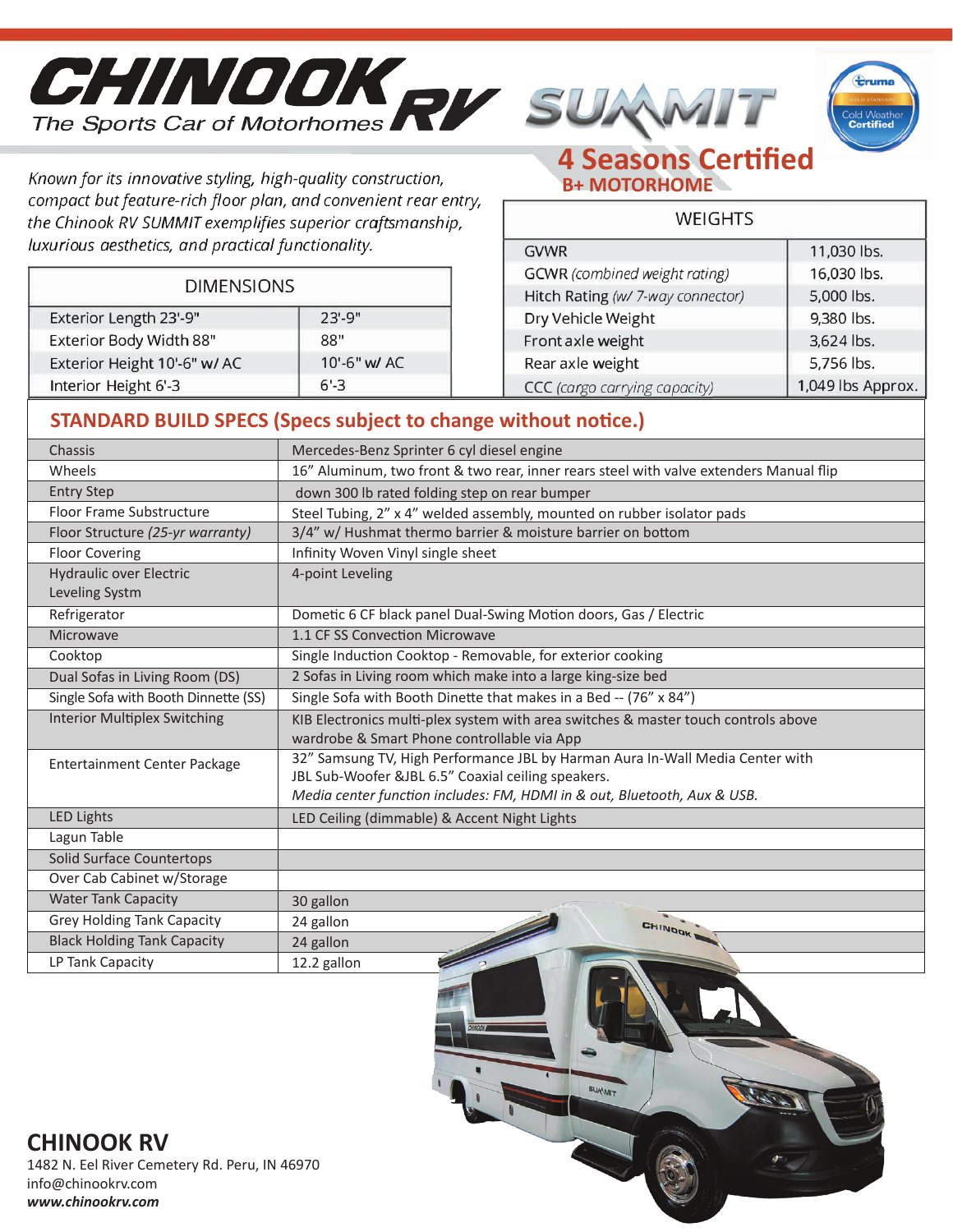# CHINOOK RV

The Sports Car of Motorhomes

# SUMMIT

Truma Gold Standard Cold Weather Certified

## 4 Seasons Certified

**B+ MOTORHOME**

*Known for its innovative styling, high-quality construction, compact but feature-rich floor plan, and convenient rear entry, the Chinook RV SUMMIT exemplifies superior craftsmanship, luxurious aesthetics, and practical functionality.*

| DIMENSIONS | |
|---|---|
| Exterior Length 23'-9" | 23'-9" |
| Exterior Body Width 88" | 88" |
| Exterior Height 10'-6" w/ AC | 10'-6" w/ AC |
| Interior Height 6'-3 | 6'-3 |

| WEIGHTS | |
|---|---|
| GVWR | 11,030 lbs. |
| GCWR *(combined weight rating)* | 16,030 lbs. |
| Hitch Rating *(w/ 7-way connector)* | 5,000 lbs. |
| Dry Vehicle Weight | 9,380 lbs. |
| Front axle weight | 3,624 lbs. |
| Rear axle weight | 5,756 lbs. |
| CCC *(cargo carrying capacity)* | 1,049 lbs Approx. |

## STANDARD BUILD SPECS (Specs subject to change without notice.)

| | |
|---|---|
| Chassis | Mercedes-Benz Sprinter 6 cyl diesel engine |
| Wheels | 16" Aluminum, two front & two rear, inner rears steel with valve extenders |
| Entry Step | Manual flip down 300 lb rated folding step on rear bumper |
| Floor Frame Substructure | Steel Tubing, 2" x 4" welded assembly, mounted on rubber isolator pads |
| Floor Structure *(25-yr warranty)* | 3/4" w/ Hushmat thermo barrier & moisture barrier on bottom |
| Floor Covering | Infinity Woven Vinyl single sheet |
| Hydraulic over Electric Leveling Systm | 4-point Leveling |
| Refrigerator | Dometic 6 CF black panel Dual-Swing Motion doors, Gas / Electric |
| Microwave | 1.1 CF SS Convection Microwave |
| Cooktop | Single Induction Cooktop - Removable, for exterior cooking |
| Dual Sofas in Living Room (DS) | 2 Sofas in Living room which make into a large king-size bed |
| Single Sofa with Booth Dinnette (SS) | Single Sofa with Booth Dinette that makes in a Bed -- (76" x 84") |
| Interior Multiplex Switching | KIB Electronics multi-plex system with area switches & master touch controls above wardrobe & Smart Phone controllable via App |
| Entertainment Center Package | 32" Samsung TV, High Performance JBL by Harman Aura In-Wall Media Center with JBL Sub-Woofer &JBL 6.5" Coaxial ceiling speakers. *Media center function includes: FM, HDMI in & out, Bluetooth, Aux & USB.* |
| LED Lights | LED Ceiling (dimmable) & Accent Night Lights |
| Lagun Table | |
| Solid Surface Countertops | |
| Over Cab Cabinet w/Storage | |
| Water Tank Capacity | 30 gallon |
| Grey Holding Tank Capacity | 24 gallon |
| Black Holding Tank Capacity | 24 gallon |
| LP Tank Capacity | 12.2 gallon |

## CHINOOK RV

1482 N. Eel River Cemetery Rd. Peru, IN 46970
info@chinookrv.com
***www.chinookrv.com***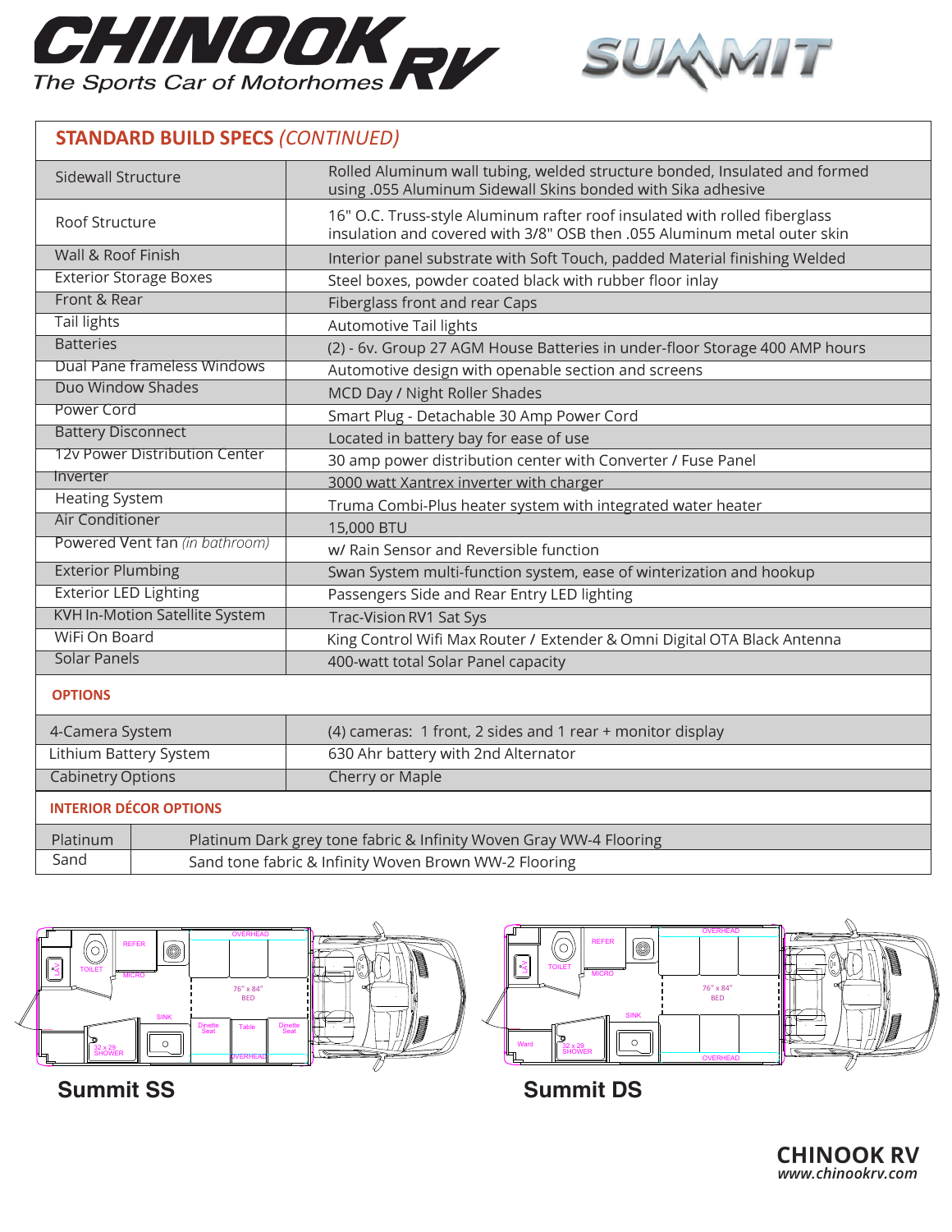CHINOOK RV
The Sports Car of Motorhomes

SUMMIT

## STANDARD BUILD SPECS *(CONTINUED)*

| | |
|---|---|
| Sidewall Structure | Rolled Aluminum wall tubing, welded structure bonded, Insulated and formed using .055 Aluminum Sidewall Skins bonded with Sika adhesive |
| Roof Structure | 16" O.C. Truss-style Aluminum rafter roof insulated with rolled fiberglass insulation and covered with 3/8" OSB then .055 Aluminum metal outer skin |
| Wall & Roof Finish | Interior panel substrate with Soft Touch, padded Material finishing Welded |
| Exterior Storage Boxes | Steel boxes, powder coated black with rubber floor inlay |
| Front & Rear | Fiberglass front and rear Caps |
| Tail lights | Automotive Tail lights |
| Batteries | (2) - 6v. Group 27 AGM House Batteries in under-floor Storage 400 AMP hours |
| Dual Pane frameless Windows | Automotive design with openable section and screens |
| Duo Window Shades | MCD Day / Night Roller Shades |
| Power Cord | Smart Plug - Detachable 30 Amp Power Cord |
| Battery Disconnect | Located in battery bay for ease of use |
| 12v Power Distribution Center | 30 amp power distribution center with Converter / Fuse Panel |
| Inverter | 3000 watt Xantrex inverter with charger |
| Heating System | Truma Combi-Plus heater system with integrated water heater |
| Air Conditioner | 15,000 BTU |
| Powered Vent fan *(in bathroom)* | w/ Rain Sensor and Reversible function |
| Exterior Plumbing | Swan System multi-function system, ease of winterization and hookup |
| Exterior LED Lighting | Passengers Side and Rear Entry LED lighting |
| KVH In-Motion Satellite System | Trac-Vision RV1 Sat Sys |
| WiFi On Board | King Control Wifi Max Router / Extender & Omni Digital OTA Black Antenna |
| Solar Panels | 400-watt total Solar Panel capacity |

## OPTIONS

| | |
|---|---|
| 4-Camera System | (4) cameras: 1 front, 2 sides and 1 rear + monitor display |
| Lithium Battery System | 630 Ahr battery with 2nd Alternator |
| Cabinetry Options | Cherry or Maple |

## INTERIOR DÉCOR OPTIONS

| | |
|---|---|
| Platinum | Platinum Dark grey tone fabric & Infinity Woven Gray WW-4 Flooring |
| Sand | Sand tone fabric & Infinity Woven Brown WW-2 Flooring |

LAV
TOILET
REFER
MICRO
OVERHEAD
76" x 84" BED
SINK
32 x 29 SHOWER
Dinette Seat
Table
Dinette Seat
OVERHEAD

**Summit SS**

LAV
TOILET
REFER
MICRO
OVERHEAD
76" x 84" BED
SINK
Ward
32 x 29 SHOWER
OVERHEAD

**Summit DS**

**CHINOOK RV**
*www.chinookrv.com*